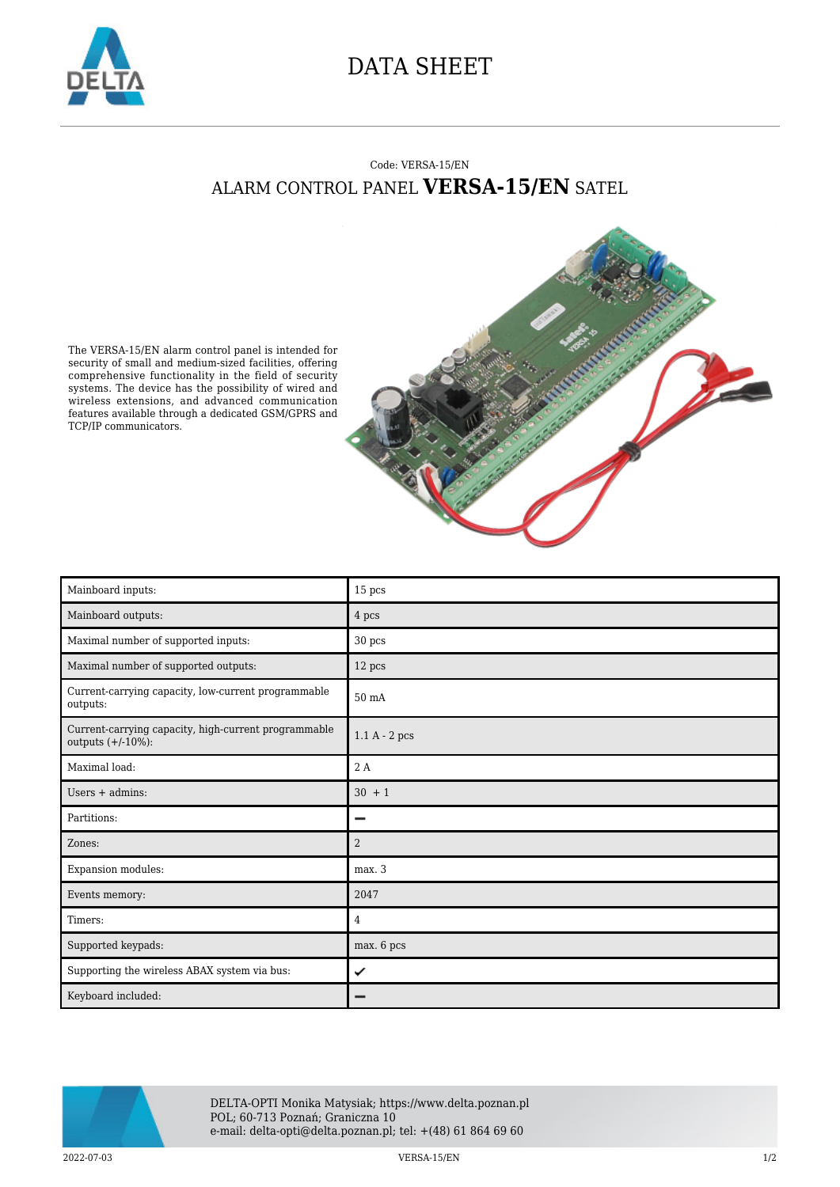# DATA SHEET

Code: VERSA-15/EN

## ALARM CONTROL PANEL **VERSA-15/EN** SATEL

The VERSA-15/EN alarm control panel is intended for security of small and medium-sized facilities, offering comprehensive functionality in the field of security systems. The device has the possibility of wired and wireless extensions, and advanced communication features available through a dedicated GSM/GPRS and TCP/IP communicators.

| Mainboard inputs: | 15 pcs |
| --- | --- |
| Mainboard outputs: | 4 pcs |
| Maximal number of supported inputs: | 30 pcs |
| Maximal number of supported outputs: | 12 pcs |
| Current-carrying capacity, low-current programmable outputs: | 50 mA |
| Current-carrying capacity, high-current programmable outputs (+/-10%): | 1.1 A - 2 pcs |
| Maximal load: | 2 A |
| Users + admins: | 30 + 1 |
| Partitions: | – |
| Zones: | 2 |
| Expansion modules: | max. 3 |
| Events memory: | 2047 |
| Timers: | 4 |
| Supported keypads: | max. 6 pcs |
| Supporting the wireless ABAX system via bus: | ✔ |
| Keyboard included: | – |

DELTA-OPTI Monika Matysiak; https://www.delta.poznan.pl
POL; 60-713 Poznań; Graniczna 10
e-mail: delta-opti@delta.poznan.pl; tel: +(48) 61 864 69 60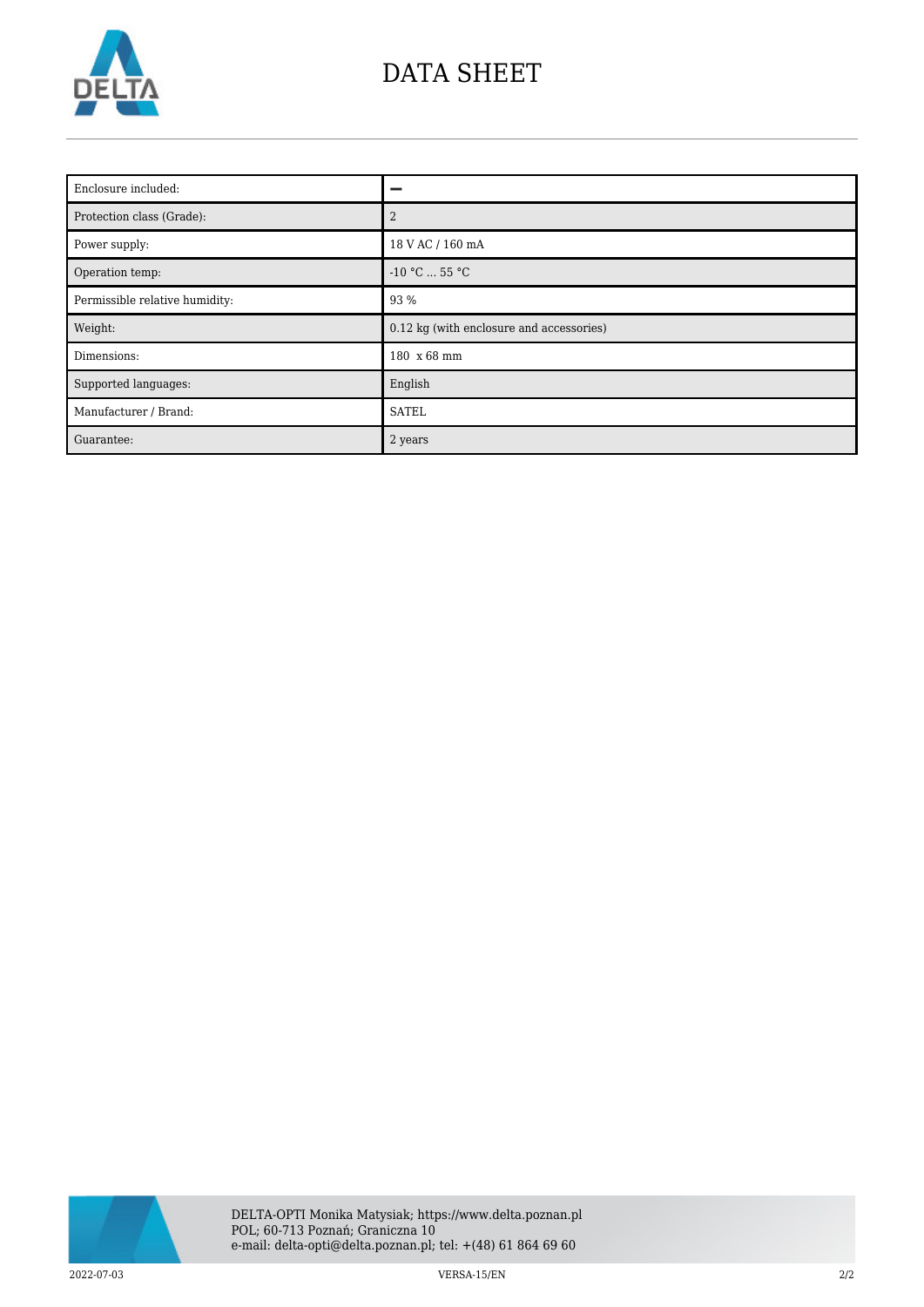# DATA SHEET

| | |
|---|---|
| Enclosure included: | – |
| Protection class (Grade): | 2 |
| Power supply: | 18 V AC / 160 mA |
| Operation temp: | -10 °C ... 55 °C |
| Permissible relative humidity: | 93 % |
| Weight: | 0.12 kg (with enclosure and accessories) |
| Dimensions: | 180 x 68 mm |
| Supported languages: | English |
| Manufacturer / Brand: | SATEL |
| Guarantee: | 2 years |

DELTA-OPTI Monika Matysiak; https://www.delta.poznan.pl
POL; 60-713 Poznań; Graniczna 10
e-mail: delta-opti@delta.poznan.pl; tel: +(48) 61 864 69 60

2022-07-03 VERSA-15/EN